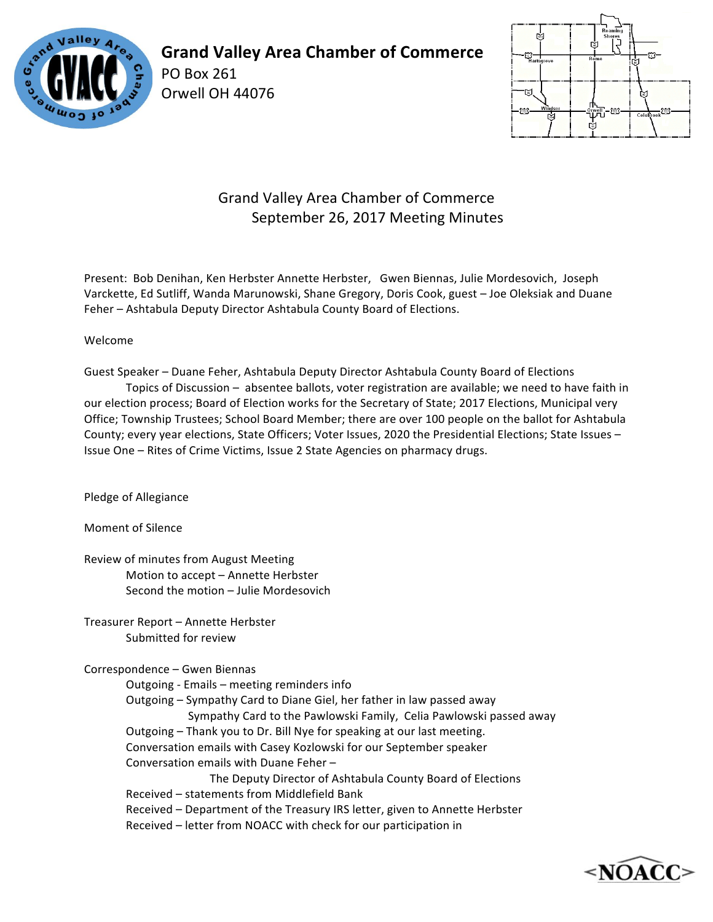**Grand Valley Area Chamber of Commerce**
PO Box 261
Orwell OH 44076

Grand Valley Area Chamber of Commerce
September 26, 2017 Meeting Minutes

Present: Bob Denihan, Ken Herbster Annette Herbster, Gwen Biennas, Julie Mordesovich, Joseph Varckette, Ed Sutliff, Wanda Marunowski, Shane Gregory, Doris Cook, guest – Joe Oleksiak and Duane Feher – Ashtabula Deputy Director Ashtabula County Board of Elections.

Welcome

Guest Speaker – Duane Feher, Ashtabula Deputy Director Ashtabula County Board of Elections
Topics of Discussion – absentee ballots, voter registration are available; we need to have faith in our election process; Board of Election works for the Secretary of State; 2017 Elections, Municipal very Office; Township Trustees; School Board Member; there are over 100 people on the ballot for Ashtabula County; every year elections, State Officers; Voter Issues, 2020 the Presidential Elections; State Issues – Issue One – Rites of Crime Victims, Issue 2 State Agencies on pharmacy drugs.

Pledge of Allegiance

Moment of Silence

Review of minutes from August Meeting
Motion to accept – Annette Herbster
Second the motion – Julie Mordesovich

Treasurer Report – Annette Herbster
Submitted for review

Correspondence – Gwen Biennas
Outgoing - Emails – meeting reminders info
Outgoing – Sympathy Card to Diane Giel, her father in law passed away
Sympathy Card to the Pawlowski Family, Celia Pawlowski passed away
Outgoing – Thank you to Dr. Bill Nye for speaking at our last meeting.
Conversation emails with Casey Kozlowski for our September speaker
Conversation emails with Duane Feher –
The Deputy Director of Ashtabula County Board of Elections
Received – statements from Middlefield Bank
Received – Department of the Treasury IRS letter, given to Annette Herbster
Received – letter from NOACC with check for our participation in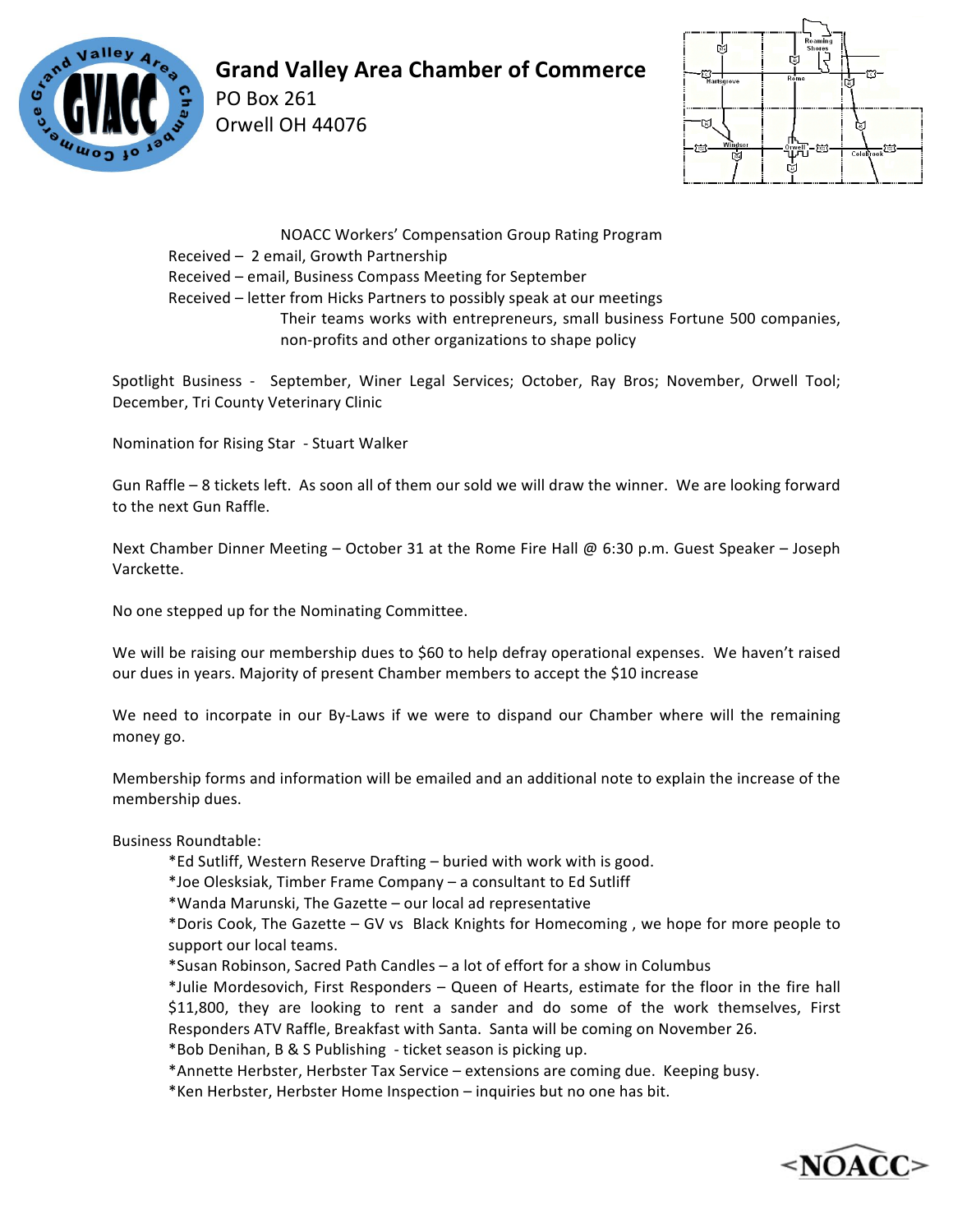# Grand Valley Area Chamber of Commerce

PO Box 261
Orwell OH 44076

NOACC Workers' Compensation Group Rating Program

Received – 2 email, Growth Partnership

Received – email, Business Compass Meeting for September

Received – letter from Hicks Partners to possibly speak at our meetings

Their teams works with entrepreneurs, small business Fortune 500 companies, non-profits and other organizations to shape policy

Spotlight Business - September, Winer Legal Services; October, Ray Bros; November, Orwell Tool; December, Tri County Veterinary Clinic

Nomination for Rising Star - Stuart Walker

Gun Raffle – 8 tickets left. As soon all of them our sold we will draw the winner. We are looking forward to the next Gun Raffle.

Next Chamber Dinner Meeting – October 31 at the Rome Fire Hall @ 6:30 p.m. Guest Speaker – Joseph Varckette.

No one stepped up for the Nominating Committee.

We will be raising our membership dues to $60 to help defray operational expenses. We haven't raised our dues in years. Majority of present Chamber members to accept the $10 increase

We need to incorpate in our By-Laws if we were to dispand our Chamber where will the remaining money go.

Membership forms and information will be emailed and an additional note to explain the increase of the membership dues.

Business Roundtable:

*Ed Sutliff, Western Reserve Drafting – buried with work with is good.

*Joe Olesksiak, Timber Frame Company – a consultant to Ed Sutliff

*Wanda Marunski, The Gazette – our local ad representative

*Doris Cook, The Gazette – GV vs Black Knights for Homecoming , we hope for more people to support our local teams.

*Susan Robinson, Sacred Path Candles – a lot of effort for a show in Columbus

*Julie Mordesovich, First Responders – Queen of Hearts, estimate for the floor in the fire hall $11,800, they are looking to rent a sander and do some of the work themselves, First Responders ATV Raffle, Breakfast with Santa. Santa will be coming on November 26.

*Bob Denihan, B & S Publishing - ticket season is picking up.

*Annette Herbster, Herbster Tax Service – extensions are coming due. Keeping busy.

*Ken Herbster, Herbster Home Inspection – inquiries but no one has bit.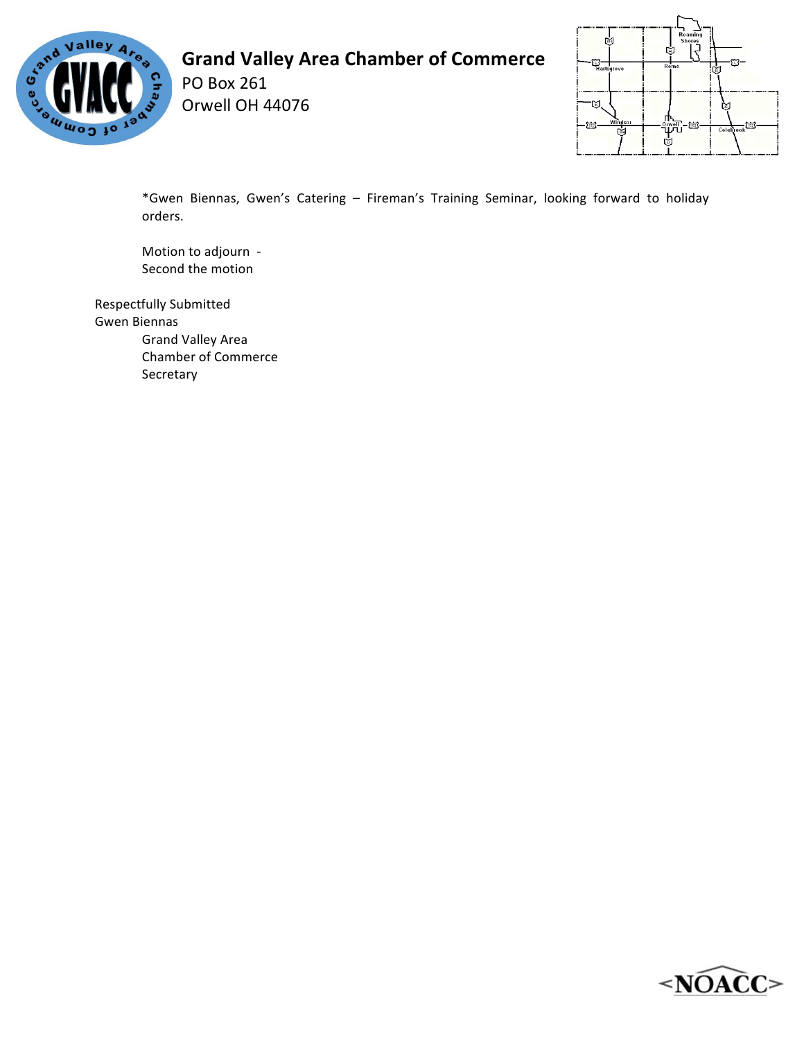**Grand Valley Area Chamber of Commerce**
PO Box 261
Orwell OH 44076

*Gwen Biennas, Gwen's Catering – Fireman's Training Seminar, looking forward to holiday orders.

Motion to adjourn -
Second the motion

Respectfully Submitted
Gwen Biennas
Grand Valley Area
Chamber of Commerce
Secretary